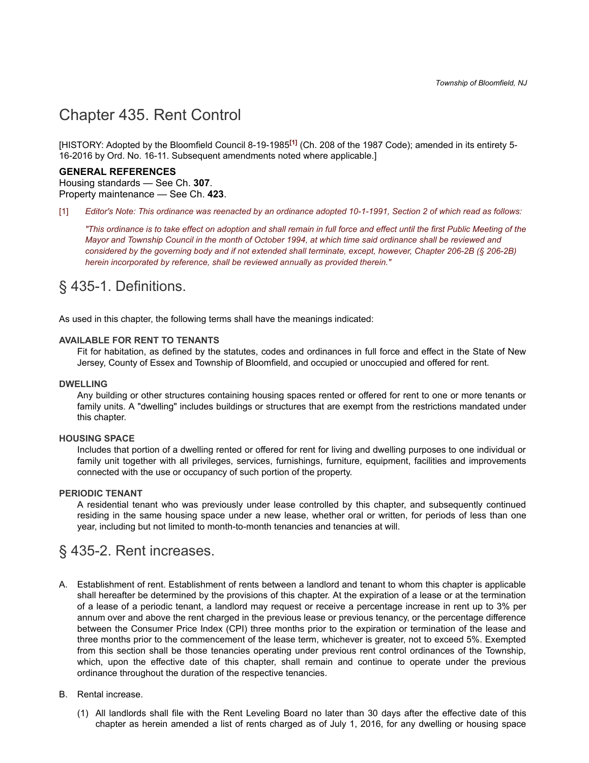# Chapter 435. Rent Control

[HISTORY: Adopted by the Bloomfield Council 8-19-1985[1] (Ch. 208 of the 1987 Code); amended in its entirety 5-16-2016 by Ord. No. 16-11. Subsequent amendments noted where applicable.]

**GENERAL REFERENCES**

Housing standards — See Ch. **307**.

Property maintenance — See Ch. **423**.

[1] *Editor's Note: This ordinance was reenacted by an ordinance adopted 10-1-1991, Section 2 of which read as follows:*

*"This ordinance is to take effect on adoption and shall remain in full force and effect until the first Public Meeting of the Mayor and Township Council in the month of October 1994, at which time said ordinance shall be reviewed and considered by the governing body and if not extended shall terminate, except, however, Chapter 206-2B (§ 206-2B) herein incorporated by reference, shall be reviewed annually as provided therein."*

## § 435-1. Definitions.

As used in this chapter, the following terms shall have the meanings indicated:

**AVAILABLE FOR RENT TO TENANTS**

Fit for habitation, as defined by the statutes, codes and ordinances in full force and effect in the State of New Jersey, County of Essex and Township of Bloomfield, and occupied or unoccupied and offered for rent.

**DWELLING**

Any building or other structures containing housing spaces rented or offered for rent to one or more tenants or family units. A "dwelling" includes buildings or structures that are exempt from the restrictions mandated under this chapter.

**HOUSING SPACE**

Includes that portion of a dwelling rented or offered for rent for living and dwelling purposes to one individual or family unit together with all privileges, services, furnishings, furniture, equipment, facilities and improvements connected with the use or occupancy of such portion of the property.

**PERIODIC TENANT**

A residential tenant who was previously under lease controlled by this chapter, and subsequently continued residing in the same housing space under a new lease, whether oral or written, for periods of less than one year, including but not limited to month-to-month tenancies and tenancies at will.

## § 435-2. Rent increases.

A. Establishment of rent. Establishment of rents between a landlord and tenant to whom this chapter is applicable shall hereafter be determined by the provisions of this chapter. At the expiration of a lease or at the termination of a lease of a periodic tenant, a landlord may request or receive a percentage increase in rent up to 3% per annum over and above the rent charged in the previous lease or previous tenancy, or the percentage difference between the Consumer Price Index (CPI) three months prior to the expiration or termination of the lease and three months prior to the commencement of the lease term, whichever is greater, not to exceed 5%. Exempted from this section shall be those tenancies operating under previous rent control ordinances of the Township, which, upon the effective date of this chapter, shall remain and continue to operate under the previous ordinance throughout the duration of the respective tenancies.

B. Rental increase.

(1) All landlords shall file with the Rent Leveling Board no later than 30 days after the effective date of this chapter as herein amended a list of rents charged as of July 1, 2016, for any dwelling or housing space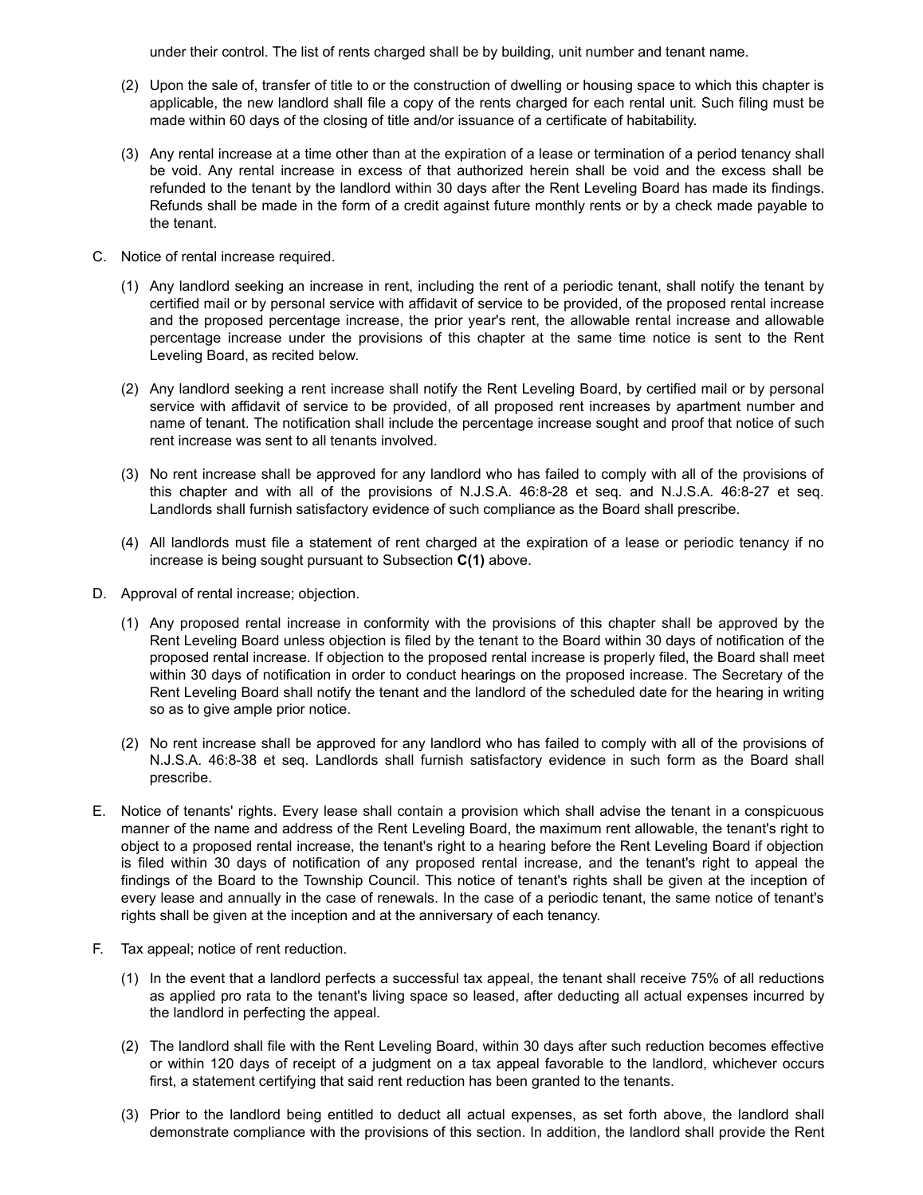under their control. The list of rents charged shall be by building, unit number and tenant name.

(2) Upon the sale of, transfer of title to or the construction of dwelling or housing space to which this chapter is applicable, the new landlord shall file a copy of the rents charged for each rental unit. Such filing must be made within 60 days of the closing of title and/or issuance of a certificate of habitability.

(3) Any rental increase at a time other than at the expiration of a lease or termination of a period tenancy shall be void. Any rental increase in excess of that authorized herein shall be void and the excess shall be refunded to the tenant by the landlord within 30 days after the Rent Leveling Board has made its findings. Refunds shall be made in the form of a credit against future monthly rents or by a check made payable to the tenant.

C. Notice of rental increase required.

(1) Any landlord seeking an increase in rent, including the rent of a periodic tenant, shall notify the tenant by certified mail or by personal service with affidavit of service to be provided, of the proposed rental increase and the proposed percentage increase, the prior year's rent, the allowable rental increase and allowable percentage increase under the provisions of this chapter at the same time notice is sent to the Rent Leveling Board, as recited below.

(2) Any landlord seeking a rent increase shall notify the Rent Leveling Board, by certified mail or by personal service with affidavit of service to be provided, of all proposed rent increases by apartment number and name of tenant. The notification shall include the percentage increase sought and proof that notice of such rent increase was sent to all tenants involved.

(3) No rent increase shall be approved for any landlord who has failed to comply with all of the provisions of this chapter and with all of the provisions of N.J.S.A. 46:8-28 et seq. and N.J.S.A. 46:8-27 et seq. Landlords shall furnish satisfactory evidence of such compliance as the Board shall prescribe.

(4) All landlords must file a statement of rent charged at the expiration of a lease or periodic tenancy if no increase is being sought pursuant to Subsection **C(1)** above.

D. Approval of rental increase; objection.

(1) Any proposed rental increase in conformity with the provisions of this chapter shall be approved by the Rent Leveling Board unless objection is filed by the tenant to the Board within 30 days of notification of the proposed rental increase. If objection to the proposed rental increase is properly filed, the Board shall meet within 30 days of notification in order to conduct hearings on the proposed increase. The Secretary of the Rent Leveling Board shall notify the tenant and the landlord of the scheduled date for the hearing in writing so as to give ample prior notice.

(2) No rent increase shall be approved for any landlord who has failed to comply with all of the provisions of N.J.S.A. 46:8-38 et seq. Landlords shall furnish satisfactory evidence in such form as the Board shall prescribe.

E. Notice of tenants' rights. Every lease shall contain a provision which shall advise the tenant in a conspicuous manner of the name and address of the Rent Leveling Board, the maximum rent allowable, the tenant's right to object to a proposed rental increase, the tenant's right to a hearing before the Rent Leveling Board if objection is filed within 30 days of notification of any proposed rental increase, and the tenant's right to appeal the findings of the Board to the Township Council. This notice of tenant's rights shall be given at the inception of every lease and annually in the case of renewals. In the case of a periodic tenant, the same notice of tenant's rights shall be given at the inception and at the anniversary of each tenancy.

F. Tax appeal; notice of rent reduction.

(1) In the event that a landlord perfects a successful tax appeal, the tenant shall receive 75% of all reductions as applied pro rata to the tenant's living space so leased, after deducting all actual expenses incurred by the landlord in perfecting the appeal.

(2) The landlord shall file with the Rent Leveling Board, within 30 days after such reduction becomes effective or within 120 days of receipt of a judgment on a tax appeal favorable to the landlord, whichever occurs first, a statement certifying that said rent reduction has been granted to the tenants.

(3) Prior to the landlord being entitled to deduct all actual expenses, as set forth above, the landlord shall demonstrate compliance with the provisions of this section. In addition, the landlord shall provide the Rent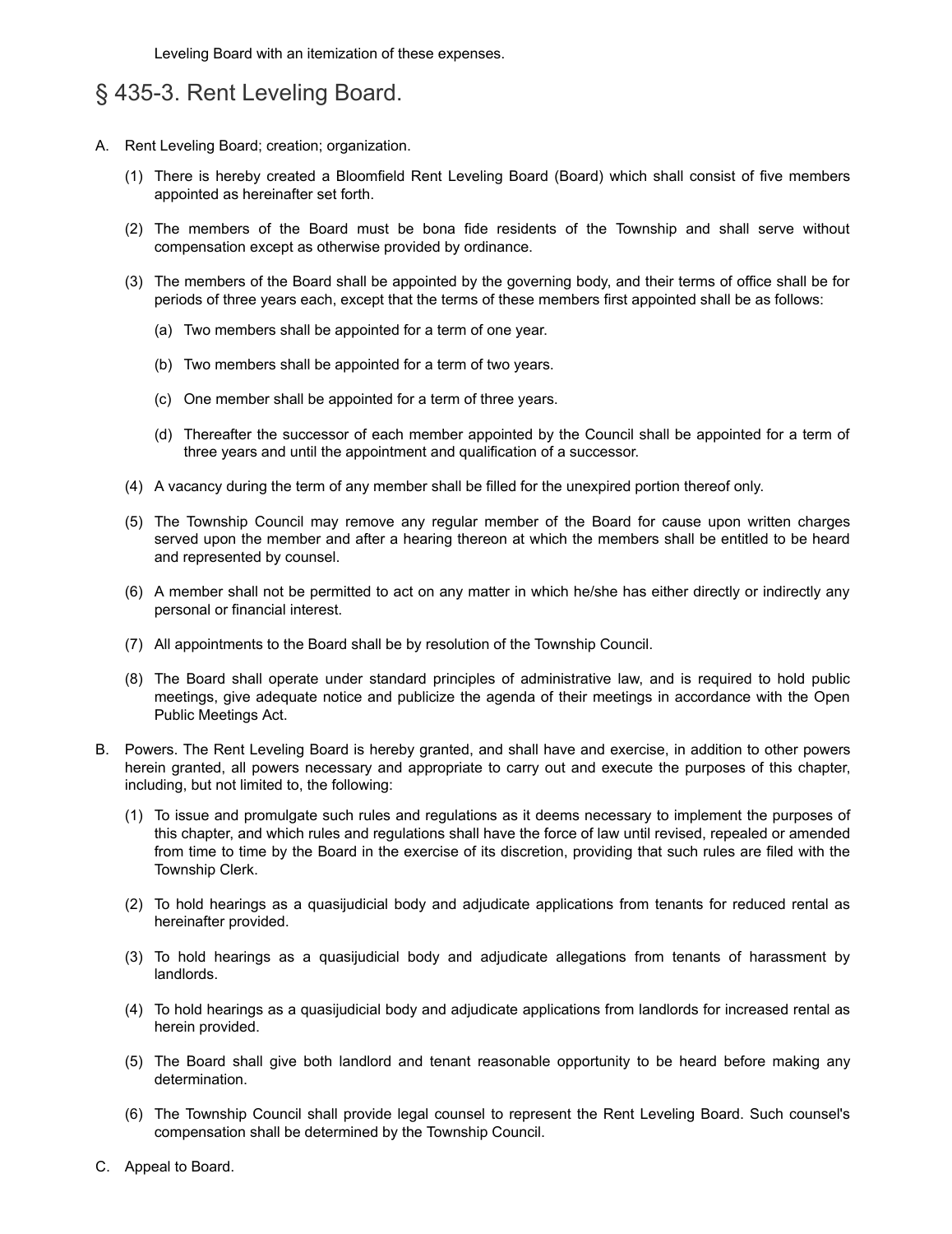Leveling Board with an itemization of these expenses.

## § 435-3. Rent Leveling Board.

A. Rent Leveling Board; creation; organization.

   (1) There is hereby created a Bloomfield Rent Leveling Board (Board) which shall consist of five members appointed as hereinafter set forth.

   (2) The members of the Board must be bona fide residents of the Township and shall serve without compensation except as otherwise provided by ordinance.

   (3) The members of the Board shall be appointed by the governing body, and their terms of office shall be for periods of three years each, except that the terms of these members first appointed shall be as follows:

      (a) Two members shall be appointed for a term of one year.

      (b) Two members shall be appointed for a term of two years.

      (c) One member shall be appointed for a term of three years.

      (d) Thereafter the successor of each member appointed by the Council shall be appointed for a term of three years and until the appointment and qualification of a successor.

   (4) A vacancy during the term of any member shall be filled for the unexpired portion thereof only.

   (5) The Township Council may remove any regular member of the Board for cause upon written charges served upon the member and after a hearing thereon at which the members shall be entitled to be heard and represented by counsel.

   (6) A member shall not be permitted to act on any matter in which he/she has either directly or indirectly any personal or financial interest.

   (7) All appointments to the Board shall be by resolution of the Township Council.

   (8) The Board shall operate under standard principles of administrative law, and is required to hold public meetings, give adequate notice and publicize the agenda of their meetings in accordance with the Open Public Meetings Act.

B. Powers. The Rent Leveling Board is hereby granted, and shall have and exercise, in addition to other powers herein granted, all powers necessary and appropriate to carry out and execute the purposes of this chapter, including, but not limited to, the following:

   (1) To issue and promulgate such rules and regulations as it deems necessary to implement the purposes of this chapter, and which rules and regulations shall have the force of law until revised, repealed or amended from time to time by the Board in the exercise of its discretion, providing that such rules are filed with the Township Clerk.

   (2) To hold hearings as a quasijudicial body and adjudicate applications from tenants for reduced rental as hereinafter provided.

   (3) To hold hearings as a quasijudicial body and adjudicate allegations from tenants of harassment by landlords.

   (4) To hold hearings as a quasijudicial body and adjudicate applications from landlords for increased rental as herein provided.

   (5) The Board shall give both landlord and tenant reasonable opportunity to be heard before making any determination.

   (6) The Township Council shall provide legal counsel to represent the Rent Leveling Board. Such counsel's compensation shall be determined by the Township Council.

C. Appeal to Board.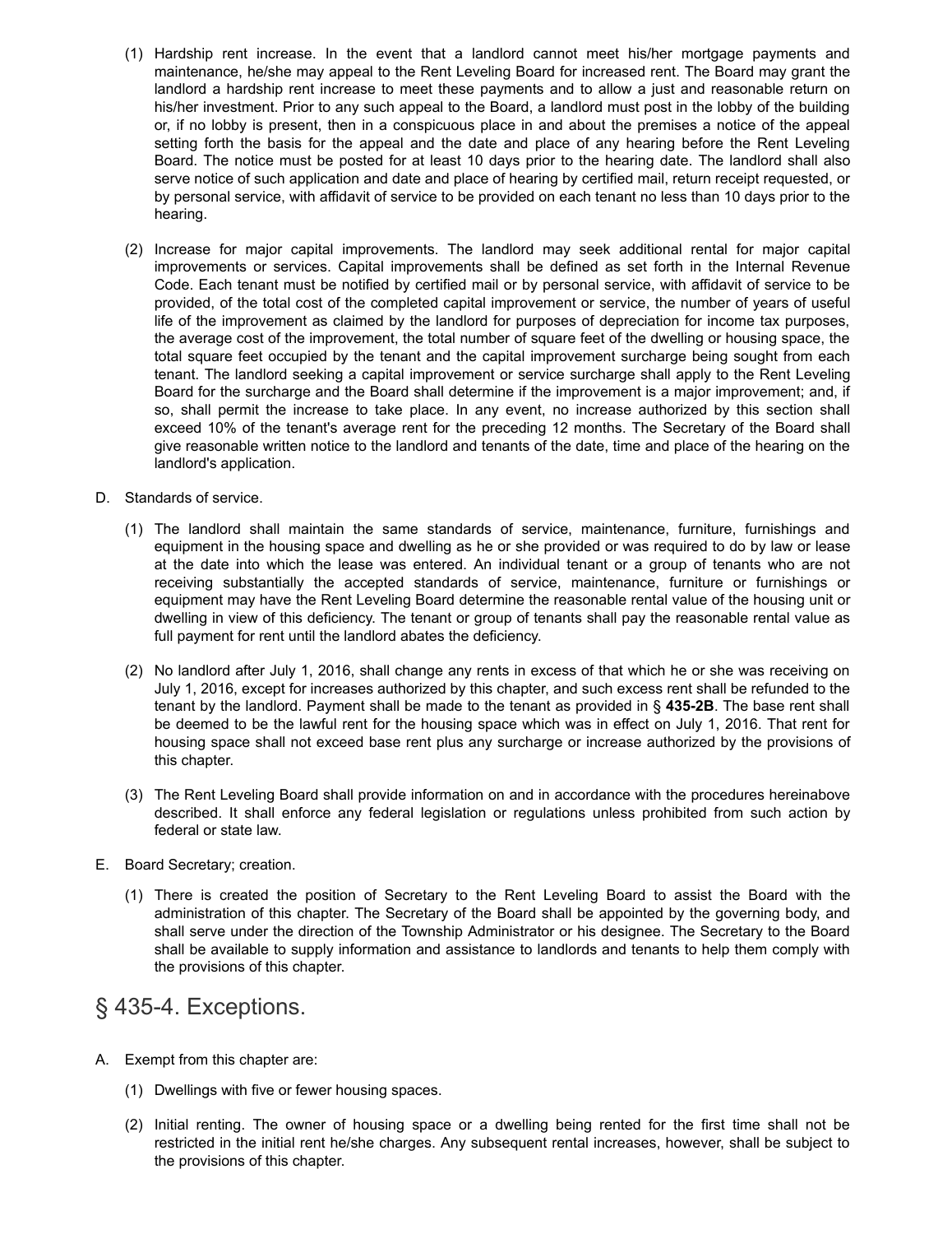(1) Hardship rent increase. In the event that a landlord cannot meet his/her mortgage payments and maintenance, he/she may appeal to the Rent Leveling Board for increased rent. The Board may grant the landlord a hardship rent increase to meet these payments and to allow a just and reasonable return on his/her investment. Prior to any such appeal to the Board, a landlord must post in the lobby of the building or, if no lobby is present, then in a conspicuous place in and about the premises a notice of the appeal setting forth the basis for the appeal and the date and place of any hearing before the Rent Leveling Board. The notice must be posted for at least 10 days prior to the hearing date. The landlord shall also serve notice of such application and date and place of hearing by certified mail, return receipt requested, or by personal service, with affidavit of service to be provided on each tenant no less than 10 days prior to the hearing.

(2) Increase for major capital improvements. The landlord may seek additional rental for major capital improvements or services. Capital improvements shall be defined as set forth in the Internal Revenue Code. Each tenant must be notified by certified mail or by personal service, with affidavit of service to be provided, of the total cost of the completed capital improvement or service, the number of years of useful life of the improvement as claimed by the landlord for purposes of depreciation for income tax purposes, the average cost of the improvement, the total number of square feet of the dwelling or housing space, the total square feet occupied by the tenant and the capital improvement surcharge being sought from each tenant. The landlord seeking a capital improvement or service surcharge shall apply to the Rent Leveling Board for the surcharge and the Board shall determine if the improvement is a major improvement; and, if so, shall permit the increase to take place. In any event, no increase authorized by this section shall exceed 10% of the tenant's average rent for the preceding 12 months. The Secretary of the Board shall give reasonable written notice to the landlord and tenants of the date, time and place of the hearing on the landlord's application.

D. Standards of service.

(1) The landlord shall maintain the same standards of service, maintenance, furniture, furnishings and equipment in the housing space and dwelling as he or she provided or was required to do by law or lease at the date into which the lease was entered. An individual tenant or a group of tenants who are not receiving substantially the accepted standards of service, maintenance, furniture or furnishings or equipment may have the Rent Leveling Board determine the reasonable rental value of the housing unit or dwelling in view of this deficiency. The tenant or group of tenants shall pay the reasonable rental value as full payment for rent until the landlord abates the deficiency.

(2) No landlord after July 1, 2016, shall change any rents in excess of that which he or she was receiving on July 1, 2016, except for increases authorized by this chapter, and such excess rent shall be refunded to the tenant by the landlord. Payment shall be made to the tenant as provided in § **435-2B**. The base rent shall be deemed to be the lawful rent for the housing space which was in effect on July 1, 2016. That rent for housing space shall not exceed base rent plus any surcharge or increase authorized by the provisions of this chapter.

(3) The Rent Leveling Board shall provide information on and in accordance with the procedures hereinabove described. It shall enforce any federal legislation or regulations unless prohibited from such action by federal or state law.

E. Board Secretary; creation.

(1) There is created the position of Secretary to the Rent Leveling Board to assist the Board with the administration of this chapter. The Secretary of the Board shall be appointed by the governing body, and shall serve under the direction of the Township Administrator or his designee. The Secretary to the Board shall be available to supply information and assistance to landlords and tenants to help them comply with the provisions of this chapter.

## § 435-4. Exceptions.

A. Exempt from this chapter are:

(1) Dwellings with five or fewer housing spaces.

(2) Initial renting. The owner of housing space or a dwelling being rented for the first time shall not be restricted in the initial rent he/she charges. Any subsequent rental increases, however, shall be subject to the provisions of this chapter.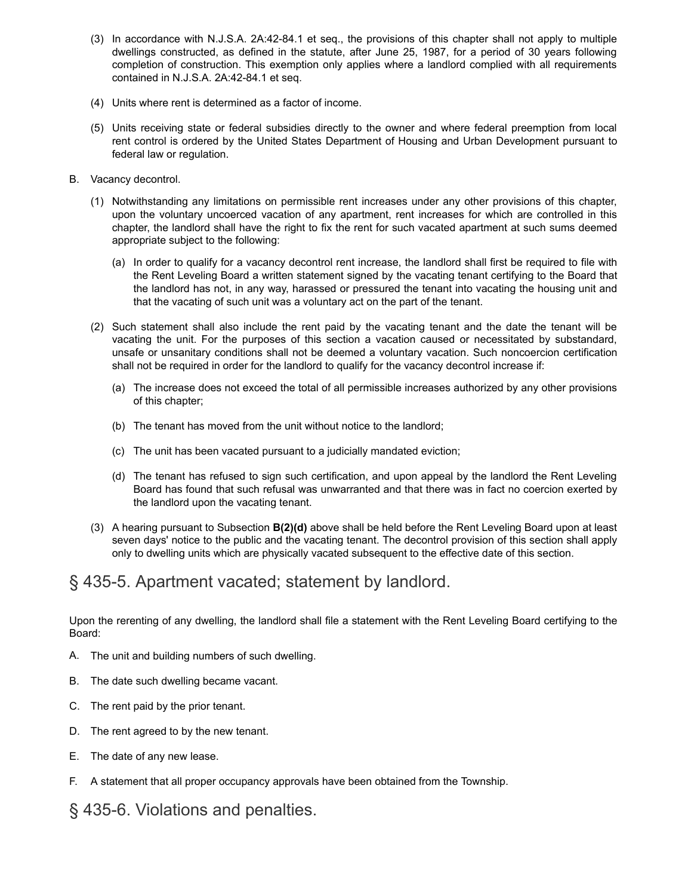(3) In accordance with N.J.S.A. 2A:42-84.1 et seq., the provisions of this chapter shall not apply to multiple dwellings constructed, as defined in the statute, after June 25, 1987, for a period of 30 years following completion of construction. This exemption only applies where a landlord complied with all requirements contained in N.J.S.A. 2A:42-84.1 et seq.

(4) Units where rent is determined as a factor of income.

(5) Units receiving state or federal subsidies directly to the owner and where federal preemption from local rent control is ordered by the United States Department of Housing and Urban Development pursuant to federal law or regulation.

B. Vacancy decontrol.

(1) Notwithstanding any limitations on permissible rent increases under any other provisions of this chapter, upon the voluntary uncoerced vacation of any apartment, rent increases for which are controlled in this chapter, the landlord shall have the right to fix the rent for such vacated apartment at such sums deemed appropriate subject to the following:

(a) In order to qualify for a vacancy decontrol rent increase, the landlord shall first be required to file with the Rent Leveling Board a written statement signed by the vacating tenant certifying to the Board that the landlord has not, in any way, harassed or pressured the tenant into vacating the housing unit and that the vacating of such unit was a voluntary act on the part of the tenant.

(2) Such statement shall also include the rent paid by the vacating tenant and the date the tenant will be vacating the unit. For the purposes of this section a vacation caused or necessitated by substandard, unsafe or unsanitary conditions shall not be deemed a voluntary vacation. Such noncoercion certification shall not be required in order for the landlord to qualify for the vacancy decontrol increase if:

(a) The increase does not exceed the total of all permissible increases authorized by any other provisions of this chapter;

(b) The tenant has moved from the unit without notice to the landlord;

(c) The unit has been vacated pursuant to a judicially mandated eviction;

(d) The tenant has refused to sign such certification, and upon appeal by the landlord the Rent Leveling Board has found that such refusal was unwarranted and that there was in fact no coercion exerted by the landlord upon the vacating tenant.

(3) A hearing pursuant to Subsection **B(2)(d)** above shall be held before the Rent Leveling Board upon at least seven days' notice to the public and the vacating tenant. The decontrol provision of this section shall apply only to dwelling units which are physically vacated subsequent to the effective date of this section.

## § 435-5. Apartment vacated; statement by landlord.

Upon the rerenting of any dwelling, the landlord shall file a statement with the Rent Leveling Board certifying to the Board:

A. The unit and building numbers of such dwelling.

B. The date such dwelling became vacant.

C. The rent paid by the prior tenant.

D. The rent agreed to by the new tenant.

E. The date of any new lease.

F. A statement that all proper occupancy approvals have been obtained from the Township.

## § 435-6. Violations and penalties.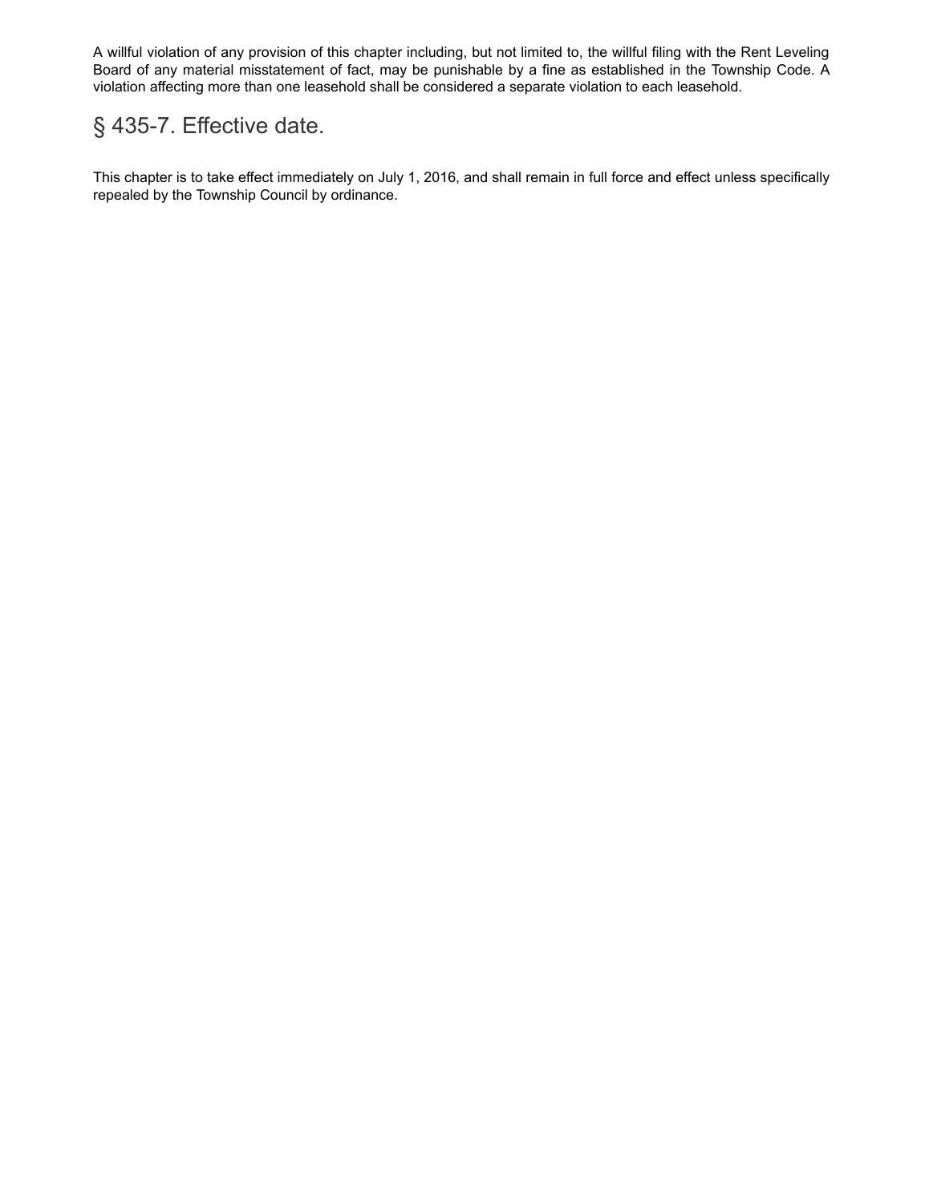A willful violation of any provision of this chapter including, but not limited to, the willful filing with the Rent Leveling Board of any material misstatement of fact, may be punishable by a fine as established in the Township Code. A violation affecting more than one leasehold shall be considered a separate violation to each leasehold.

## § 435-7. Effective date.

This chapter is to take effect immediately on July 1, 2016, and shall remain in full force and effect unless specifically repealed by the Township Council by ordinance.